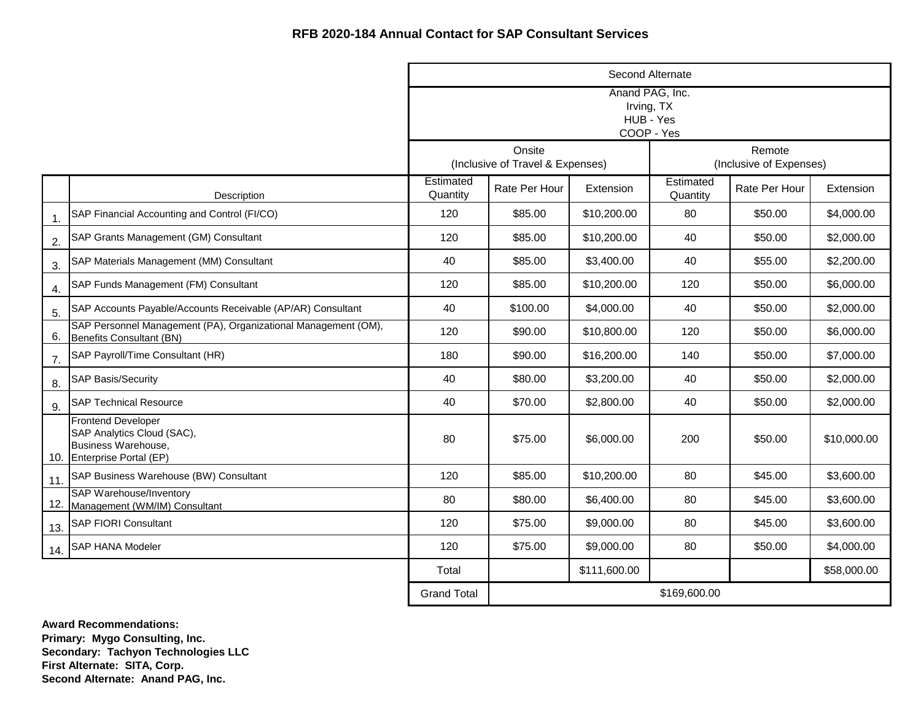**RFB 2020-184 Annual Contact for SAP Consultant Services**

| | | Second Alternate | | | | | |
|---|---|---|---|---|---|---|---|
| | | Anand PAG, Inc.<br>Irving, TX<br>HUB - Yes<br>COOP - Yes | | | | | |
| | | Onsite (Inclusive of Travel & Expenses) | | | Remote (Inclusive of Expenses) | | |
| | Description | Estimated Quantity | Rate Per Hour | Extension | Estimated Quantity | Rate Per Hour | Extension |
| 1. | SAP Financial Accounting and Control (FI/CO) | 120 | $85.00 | $10,200.00 | 80 | $50.00 | $4,000.00 |
| 2. | SAP Grants Management (GM) Consultant | 120 | $85.00 | $10,200.00 | 40 | $50.00 | $2,000.00 |
| 3. | SAP Materials Management (MM) Consultant | 40 | $85.00 | $3,400.00 | 40 | $55.00 | $2,200.00 |
| 4. | SAP Funds Management (FM) Consultant | 120 | $85.00 | $10,200.00 | 120 | $50.00 | $6,000.00 |
| 5. | SAP Accounts Payable/Accounts Receivable (AP/AR) Consultant | 40 | $100.00 | $4,000.00 | 40 | $50.00 | $2,000.00 |
| 6. | SAP Personnel Management (PA), Organizational Management (OM), Benefits Consultant (BN) | 120 | $90.00 | $10,800.00 | 120 | $50.00 | $6,000.00 |
| 7. | SAP Payroll/Time Consultant (HR) | 180 | $90.00 | $16,200.00 | 140 | $50.00 | $7,000.00 |
| 8. | SAP Basis/Security | 40 | $80.00 | $3,200.00 | 40 | $50.00 | $2,000.00 |
| 9. | SAP Technical Resource | 40 | $70.00 | $2,800.00 | 40 | $50.00 | $2,000.00 |
| 10. | Frontend Developer<br>SAP Analytics Cloud (SAC),<br>Business Warehouse,<br>Enterprise Portal (EP) | 80 | $75.00 | $6,000.00 | 200 | $50.00 | $10,000.00 |
| 11. | SAP Business Warehouse (BW) Consultant | 120 | $85.00 | $10,200.00 | 80 | $45.00 | $3,600.00 |
| 12. | SAP Warehouse/Inventory Management (WM/IM) Consultant | 80 | $80.00 | $6,400.00 | 80 | $45.00 | $3,600.00 |
| 13. | SAP FIORI Consultant | 120 | $75.00 | $9,000.00 | 80 | $45.00 | $3,600.00 |
| 14. | SAP HANA Modeler | 120 | $75.00 | $9,000.00 | 80 | $50.00 | $4,000.00 |
| | | Total | | $111,600.00 | | | $58,000.00 |
| | | Grand Total | $169,600.00 | | | | |

**Award Recommendations:**
**Primary: Mygo Consulting, Inc.**
**Secondary: Tachyon Technologies LLC**
**First Alternate: SITA, Corp.**
**Second Alternate: Anand PAG, Inc.**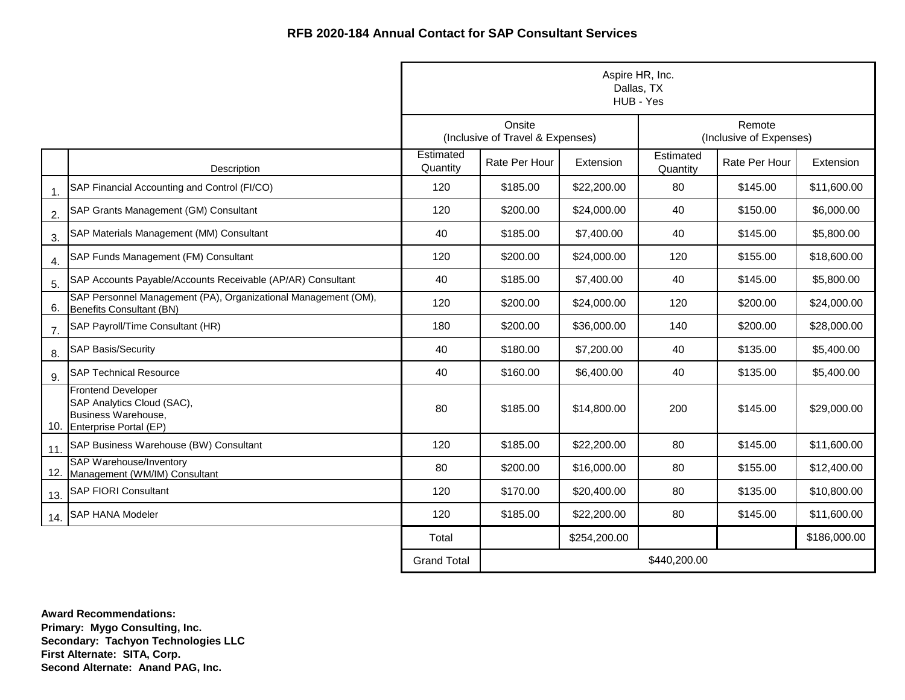**RFB 2020-184 Annual Contact for SAP Consultant Services**

| | | Aspire HR, Inc.<br>Dallas, TX<br>HUB - Yes | | | | | |
|---|---|---|---|---|---|---|---|
| | | Onsite<br>(Inclusive of Travel & Expenses) | | | Remote<br>(Inclusive of Expenses) | | |
| | Description | Estimated Quantity | Rate Per Hour | Extension | Estimated Quantity | Rate Per Hour | Extension |
| 1. | SAP Financial Accounting and Control (FI/CO) | 120 | $185.00 | $22,200.00 | 80 | $145.00 | $11,600.00 |
| 2. | SAP Grants Management (GM) Consultant | 120 | $200.00 | $24,000.00 | 40 | $150.00 | $6,000.00 |
| 3. | SAP Materials Management (MM) Consultant | 40 | $185.00 | $7,400.00 | 40 | $145.00 | $5,800.00 |
| 4. | SAP Funds Management (FM) Consultant | 120 | $200.00 | $24,000.00 | 120 | $155.00 | $18,600.00 |
| 5. | SAP Accounts Payable/Accounts Receivable (AP/AR) Consultant | 40 | $185.00 | $7,400.00 | 40 | $145.00 | $5,800.00 |
| 6. | SAP Personnel Management (PA), Organizational Management (OM), Benefits Consultant (BN) | 120 | $200.00 | $24,000.00 | 120 | $200.00 | $24,000.00 |
| 7. | SAP Payroll/Time Consultant (HR) | 180 | $200.00 | $36,000.00 | 140 | $200.00 | $28,000.00 |
| 8. | SAP Basis/Security | 40 | $180.00 | $7,200.00 | 40 | $135.00 | $5,400.00 |
| 9. | SAP Technical Resource | 40 | $160.00 | $6,400.00 | 40 | $135.00 | $5,400.00 |
| 10. | Frontend Developer<br>SAP Analytics Cloud (SAC),<br>Business Warehouse,<br>Enterprise Portal (EP) | 80 | $185.00 | $14,800.00 | 200 | $145.00 | $29,000.00 |
| 11. | SAP Business Warehouse (BW) Consultant | 120 | $185.00 | $22,200.00 | 80 | $145.00 | $11,600.00 |
| 12. | SAP Warehouse/Inventory Management (WM/IM) Consultant | 80 | $200.00 | $16,000.00 | 80 | $155.00 | $12,400.00 |
| 13. | SAP FIORI Consultant | 120 | $170.00 | $20,400.00 | 80 | $135.00 | $10,800.00 |
| 14. | SAP HANA Modeler | 120 | $185.00 | $22,200.00 | 80 | $145.00 | $11,600.00 |
| | | Total | | $254,200.00 | | | $186,000.00 |
| | | Grand Total | $440,200.00 | | | | |

**Award Recommendations:**
**Primary: Mygo Consulting, Inc.**
**Secondary: Tachyon Technologies LLC**
**First Alternate: SITA, Corp.**
**Second Alternate: Anand PAG, Inc.**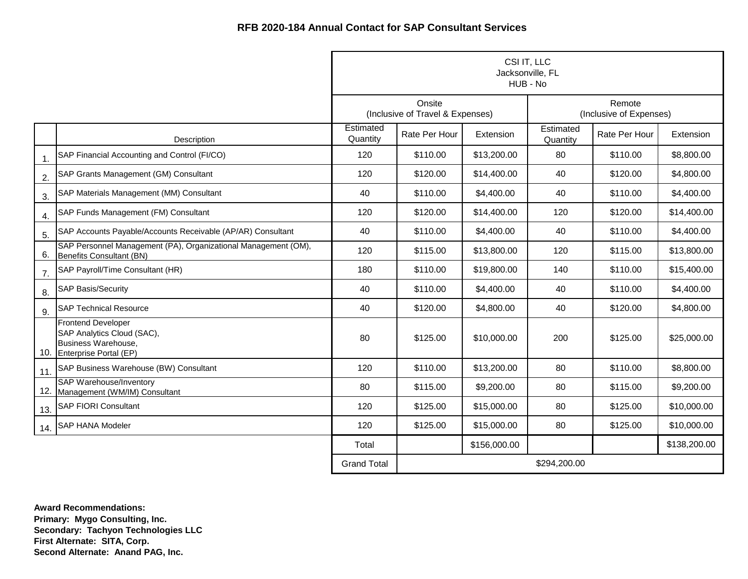**RFB 2020-184 Annual Contact for SAP Consultant Services**

| | | CSI IT, LLC<br>Jacksonville, FL<br>HUB - No | | | | | |
|---|---|---|---|---|---|---|---|
| | | Onsite<br>(Inclusive of Travel & Expenses) | | | Remote<br>(Inclusive of Expenses) | | |
| | Description | Estimated Quantity | Rate Per Hour | Extension | Estimated Quantity | Rate Per Hour | Extension |
| 1. | SAP Financial Accounting and Control (FI/CO) | 120 | $110.00 | $13,200.00 | 80 | $110.00 | $8,800.00 |
| 2. | SAP Grants Management (GM) Consultant | 120 | $120.00 | $14,400.00 | 40 | $120.00 | $4,800.00 |
| 3. | SAP Materials Management (MM) Consultant | 40 | $110.00 | $4,400.00 | 40 | $110.00 | $4,400.00 |
| 4. | SAP Funds Management (FM) Consultant | 120 | $120.00 | $14,400.00 | 120 | $120.00 | $14,400.00 |
| 5. | SAP Accounts Payable/Accounts Receivable (AP/AR) Consultant | 40 | $110.00 | $4,400.00 | 40 | $110.00 | $4,400.00 |
| 6. | SAP Personnel Management (PA), Organizational Management (OM), Benefits Consultant (BN) | 120 | $115.00 | $13,800.00 | 120 | $115.00 | $13,800.00 |
| 7. | SAP Payroll/Time Consultant (HR) | 180 | $110.00 | $19,800.00 | 140 | $110.00 | $15,400.00 |
| 8. | SAP Basis/Security | 40 | $110.00 | $4,400.00 | 40 | $110.00 | $4,400.00 |
| 9. | SAP Technical Resource | 40 | $120.00 | $4,800.00 | 40 | $120.00 | $4,800.00 |
| 10. | Frontend Developer<br>SAP Analytics Cloud (SAC),<br>Business Warehouse,<br>Enterprise Portal (EP) | 80 | $125.00 | $10,000.00 | 200 | $125.00 | $25,000.00 |
| 11. | SAP Business Warehouse (BW) Consultant | 120 | $110.00 | $13,200.00 | 80 | $110.00 | $8,800.00 |
| 12. | SAP Warehouse/Inventory Management (WM/IM) Consultant | 80 | $115.00 | $9,200.00 | 80 | $115.00 | $9,200.00 |
| 13. | SAP FIORI Consultant | 120 | $125.00 | $15,000.00 | 80 | $125.00 | $10,000.00 |
| 14. | SAP HANA Modeler | 120 | $125.00 | $15,000.00 | 80 | $125.00 | $10,000.00 |
| | | Total | | $156,000.00 | | | $138,200.00 |
| | | Grand Total | $294,200.00 | | | | |

**Award Recommendations:**
**Primary: Mygo Consulting, Inc.**
**Secondary: Tachyon Technologies LLC**
**First Alternate: SITA, Corp.**
**Second Alternate: Anand PAG, Inc.**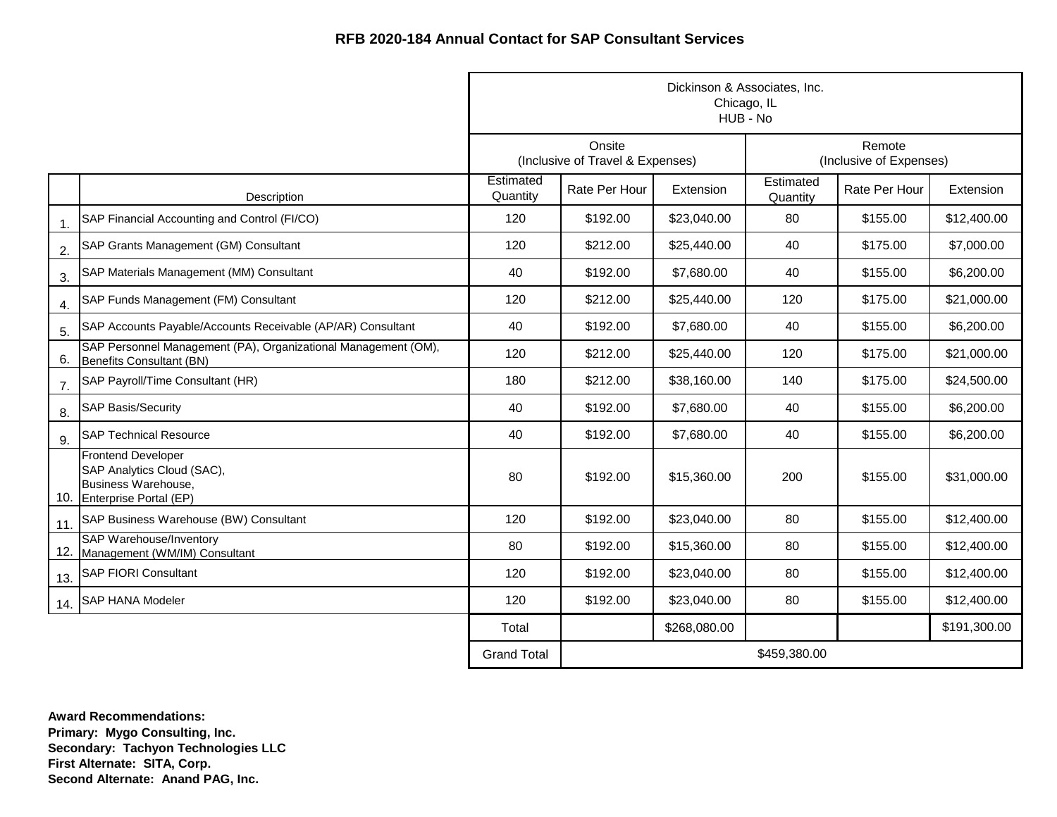# RFB 2020-184 Annual Contact for SAP Consultant Services

| | | Dickinson & Associates, Inc. Chicago, IL HUB - No | | | | | |
|---|---|---|---|---|---|---|---|
| | | Onsite (Inclusive of Travel & Expenses) | | | Remote (Inclusive of Expenses) | | |
| | Description | Estimated Quantity | Rate Per Hour | Extension | Estimated Quantity | Rate Per Hour | Extension |
| 1. | SAP Financial Accounting and Control (FI/CO) | 120 | $192.00 | $23,040.00 | 80 | $155.00 | $12,400.00 |
| 2. | SAP Grants Management (GM) Consultant | 120 | $212.00 | $25,440.00 | 40 | $175.00 | $7,000.00 |
| 3. | SAP Materials Management (MM) Consultant | 40 | $192.00 | $7,680.00 | 40 | $155.00 | $6,200.00 |
| 4. | SAP Funds Management (FM) Consultant | 120 | $212.00 | $25,440.00 | 120 | $175.00 | $21,000.00 |
| 5. | SAP Accounts Payable/Accounts Receivable (AP/AR) Consultant | 40 | $192.00 | $7,680.00 | 40 | $155.00 | $6,200.00 |
| 6. | SAP Personnel Management (PA), Organizational Management (OM), Benefits Consultant (BN) | 120 | $212.00 | $25,440.00 | 120 | $175.00 | $21,000.00 |
| 7. | SAP Payroll/Time Consultant (HR) | 180 | $212.00 | $38,160.00 | 140 | $175.00 | $24,500.00 |
| 8. | SAP Basis/Security | 40 | $192.00 | $7,680.00 | 40 | $155.00 | $6,200.00 |
| 9. | SAP Technical Resource | 40 | $192.00 | $7,680.00 | 40 | $155.00 | $6,200.00 |
| 10. | Frontend Developer SAP Analytics Cloud (SAC), Business Warehouse, Enterprise Portal (EP) | 80 | $192.00 | $15,360.00 | 200 | $155.00 | $31,000.00 |
| 11. | SAP Business Warehouse (BW) Consultant | 120 | $192.00 | $23,040.00 | 80 | $155.00 | $12,400.00 |
| 12. | SAP Warehouse/Inventory Management (WM/IM) Consultant | 80 | $192.00 | $15,360.00 | 80 | $155.00 | $12,400.00 |
| 13. | SAP FIORI Consultant | 120 | $192.00 | $23,040.00 | 80 | $155.00 | $12,400.00 |
| 14. | SAP HANA Modeler | 120 | $192.00 | $23,040.00 | 80 | $155.00 | $12,400.00 |
| | | Total | | $268,080.00 | | | $191,300.00 |
| | | Grand Total | $459,380.00 | | | | |

**Award Recommendations:**
**Primary: Mygo Consulting, Inc.**
**Secondary: Tachyon Technologies LLC**
**First Alternate: SITA, Corp.**
**Second Alternate: Anand PAG, Inc.**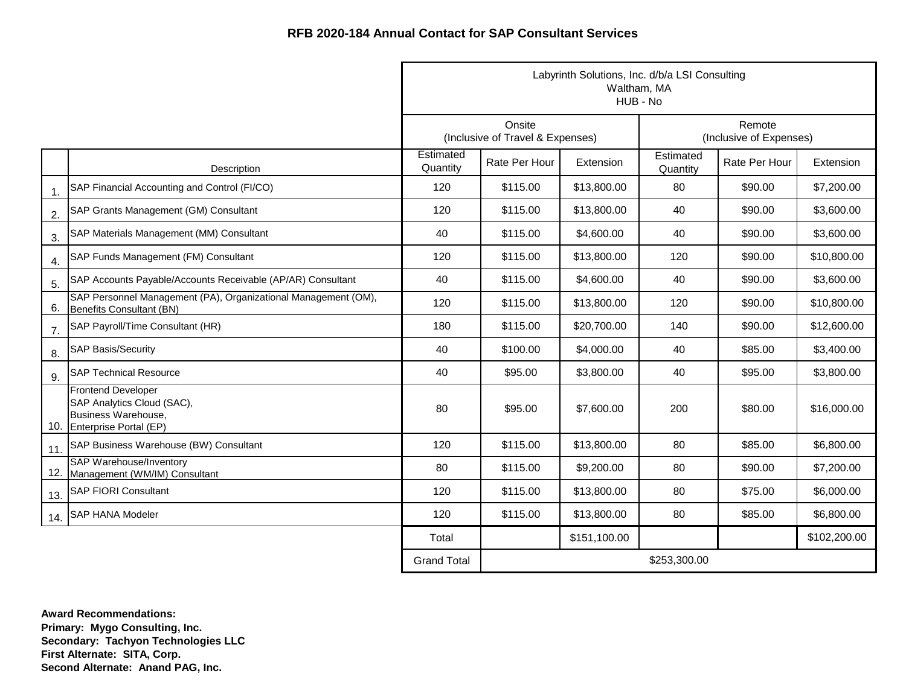**RFB 2020-184 Annual Contact for SAP Consultant Services**

| | | Labyrinth Solutions, Inc. d/b/a LSI Consulting Waltham, MA HUB - No | | | | | |
|---|---|---|---|---|---|---|---|
| | | Onsite (Inclusive of Travel & Expenses) | | | Remote (Inclusive of Expenses) | | |
| | Description | Estimated Quantity | Rate Per Hour | Extension | Estimated Quantity | Rate Per Hour | Extension |
| 1. | SAP Financial Accounting and Control (FI/CO) | 120 | $115.00 | $13,800.00 | 80 | $90.00 | $7,200.00 |
| 2. | SAP Grants Management (GM) Consultant | 120 | $115.00 | $13,800.00 | 40 | $90.00 | $3,600.00 |
| 3. | SAP Materials Management (MM) Consultant | 40 | $115.00 | $4,600.00 | 40 | $90.00 | $3,600.00 |
| 4. | SAP Funds Management (FM) Consultant | 120 | $115.00 | $13,800.00 | 120 | $90.00 | $10,800.00 |
| 5. | SAP Accounts Payable/Accounts Receivable (AP/AR) Consultant | 40 | $115.00 | $4,600.00 | 40 | $90.00 | $3,600.00 |
| 6. | SAP Personnel Management (PA), Organizational Management (OM), Benefits Consultant (BN) | 120 | $115.00 | $13,800.00 | 120 | $90.00 | $10,800.00 |
| 7. | SAP Payroll/Time Consultant (HR) | 180 | $115.00 | $20,700.00 | 140 | $90.00 | $12,600.00 |
| 8. | SAP Basis/Security | 40 | $100.00 | $4,000.00 | 40 | $85.00 | $3,400.00 |
| 9. | SAP Technical Resource | 40 | $95.00 | $3,800.00 | 40 | $95.00 | $3,800.00 |
| 10. | Frontend Developer SAP Analytics Cloud (SAC), Business Warehouse, Enterprise Portal (EP) | 80 | $95.00 | $7,600.00 | 200 | $80.00 | $16,000.00 |
| 11. | SAP Business Warehouse (BW) Consultant | 120 | $115.00 | $13,800.00 | 80 | $85.00 | $6,800.00 |
| 12. | SAP Warehouse/Inventory Management (WM/IM) Consultant | 80 | $115.00 | $9,200.00 | 80 | $90.00 | $7,200.00 |
| 13. | SAP FIORI Consultant | 120 | $115.00 | $13,800.00 | 80 | $75.00 | $6,000.00 |
| 14. | SAP HANA Modeler | 120 | $115.00 | $13,800.00 | 80 | $85.00 | $6,800.00 |
| | | Total | | $151,100.00 | | | $102,200.00 |
| | | Grand Total | $253,300.00 | | | | |

**Award Recommendations:**
**Primary: Mygo Consulting, Inc.**
**Secondary: Tachyon Technologies LLC**
**First Alternate: SITA, Corp.**
**Second Alternate: Anand PAG, Inc.**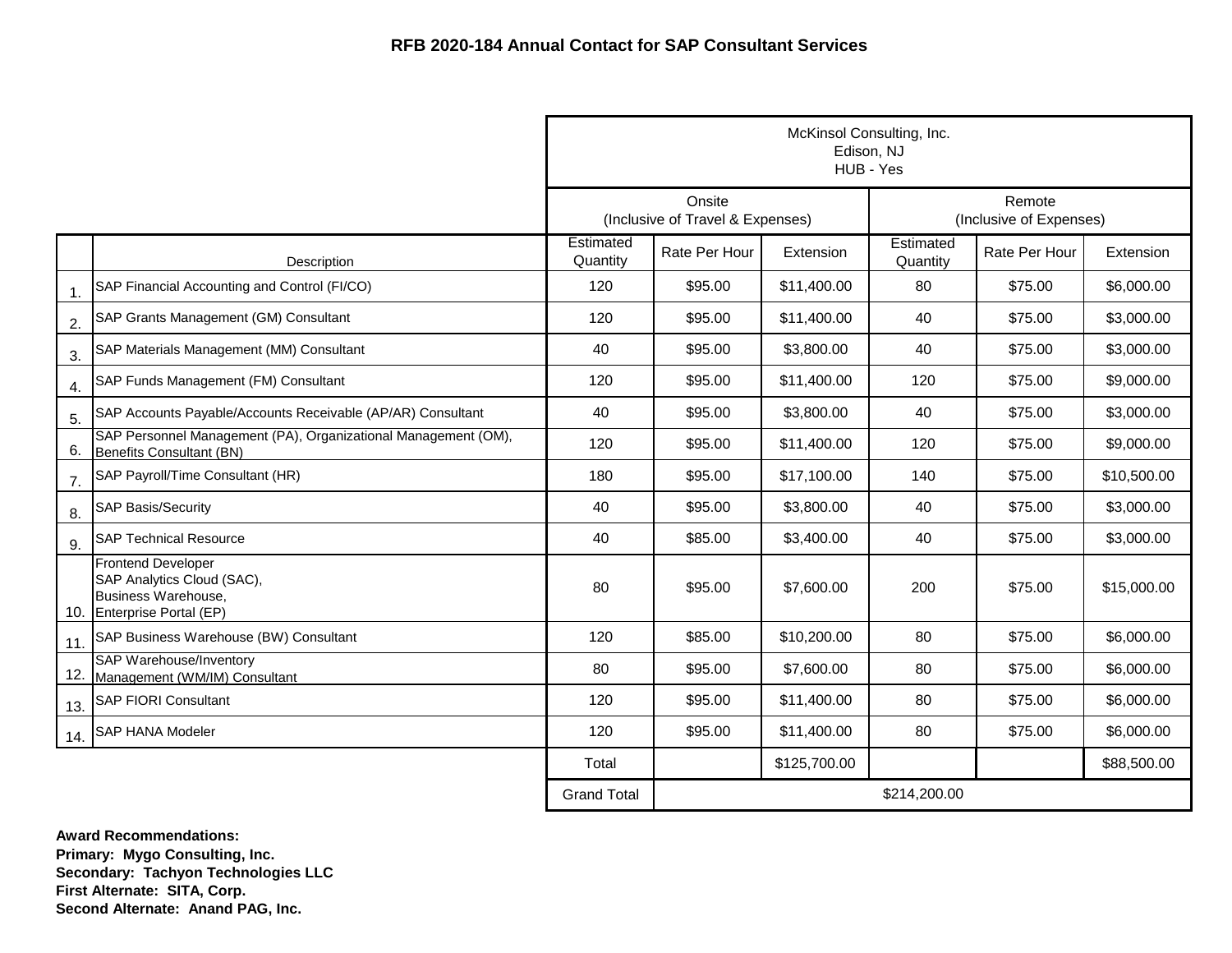**RFB 2020-184 Annual Contact for SAP Consultant Services**

| | | McKinsol Consulting, Inc.<br>Edison, NJ<br>HUB - Yes | | | | | |
|---|---|---|---|---|---|---|---|
| | | Onsite<br>(Inclusive of Travel & Expenses) | | | Remote<br>(Inclusive of Expenses) | | |
| | Description | Estimated Quantity | Rate Per Hour | Extension | Estimated Quantity | Rate Per Hour | Extension |
| 1. | SAP Financial Accounting and Control (FI/CO) | 120 | $95.00 | $11,400.00 | 80 | $75.00 | $6,000.00 |
| 2. | SAP Grants Management (GM) Consultant | 120 | $95.00 | $11,400.00 | 40 | $75.00 | $3,000.00 |
| 3. | SAP Materials Management (MM) Consultant | 40 | $95.00 | $3,800.00 | 40 | $75.00 | $3,000.00 |
| 4. | SAP Funds Management (FM) Consultant | 120 | $95.00 | $11,400.00 | 120 | $75.00 | $9,000.00 |
| 5. | SAP Accounts Payable/Accounts Receivable (AP/AR) Consultant | 40 | $95.00 | $3,800.00 | 40 | $75.00 | $3,000.00 |
| 6. | SAP Personnel Management (PA), Organizational Management (OM), Benefits Consultant (BN) | 120 | $95.00 | $11,400.00 | 120 | $75.00 | $9,000.00 |
| 7. | SAP Payroll/Time Consultant (HR) | 180 | $95.00 | $17,100.00 | 140 | $75.00 | $10,500.00 |
| 8. | SAP Basis/Security | 40 | $95.00 | $3,800.00 | 40 | $75.00 | $3,000.00 |
| 9. | SAP Technical Resource | 40 | $85.00 | $3,400.00 | 40 | $75.00 | $3,000.00 |
| 10. | Frontend Developer<br>SAP Analytics Cloud (SAC),<br>Business Warehouse,<br>Enterprise Portal (EP) | 80 | $95.00 | $7,600.00 | 200 | $75.00 | $15,000.00 |
| 11. | SAP Business Warehouse (BW) Consultant | 120 | $85.00 | $10,200.00 | 80 | $75.00 | $6,000.00 |
| 12. | SAP Warehouse/Inventory Management (WM/IM) Consultant | 80 | $95.00 | $7,600.00 | 80 | $75.00 | $6,000.00 |
| 13. | SAP FIORI Consultant | 120 | $95.00 | $11,400.00 | 80 | $75.00 | $6,000.00 |
| 14. | SAP HANA Modeler | 120 | $95.00 | $11,400.00 | 80 | $75.00 | $6,000.00 |
| | | Total | | $125,700.00 | | | $88,500.00 |
| | | Grand Total | $214,200.00 | | | | |

**Award Recommendations:**
**Primary: Mygo Consulting, Inc.**
**Secondary: Tachyon Technologies LLC**
**First Alternate: SITA, Corp.**
**Second Alternate: Anand PAG, Inc.**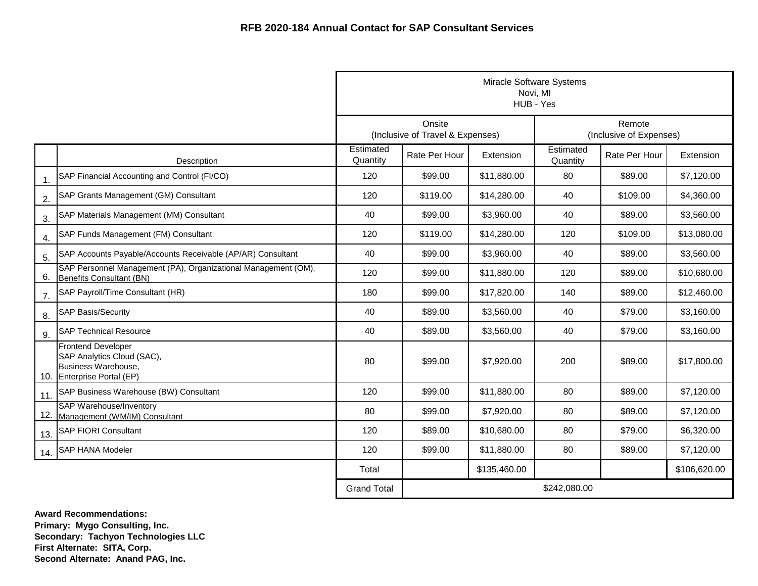## RFB 2020-184 Annual Contact for SAP Consultant Services

| | | Miracle Software Systems<br>Novi, MI<br>HUB - Yes | | | | | |
|---|---|---|---|---|---|---|---|
| | | Onsite<br>(Inclusive of Travel & Expenses) | | | Remote<br>(Inclusive of Expenses) | | |
| | Description | Estimated Quantity | Rate Per Hour | Extension | Estimated Quantity | Rate Per Hour | Extension |
| 1. | SAP Financial Accounting and Control (FI/CO) | 120 | $99.00 | $11,880.00 | 80 | $89.00 | $7,120.00 |
| 2. | SAP Grants Management (GM) Consultant | 120 | $119.00 | $14,280.00 | 40 | $109.00 | $4,360.00 |
| 3. | SAP Materials Management (MM) Consultant | 40 | $99.00 | $3,960.00 | 40 | $89.00 | $3,560.00 |
| 4. | SAP Funds Management (FM) Consultant | 120 | $119.00 | $14,280.00 | 120 | $109.00 | $13,080.00 |
| 5. | SAP Accounts Payable/Accounts Receivable (AP/AR) Consultant | 40 | $99.00 | $3,960.00 | 40 | $89.00 | $3,560.00 |
| 6. | SAP Personnel Management (PA), Organizational Management (OM), Benefits Consultant (BN) | 120 | $99.00 | $11,880.00 | 120 | $89.00 | $10,680.00 |
| 7. | SAP Payroll/Time Consultant (HR) | 180 | $99.00 | $17,820.00 | 140 | $89.00 | $12,460.00 |
| 8. | SAP Basis/Security | 40 | $89.00 | $3,560.00 | 40 | $79.00 | $3,160.00 |
| 9. | SAP Technical Resource | 40 | $89.00 | $3,560.00 | 40 | $79.00 | $3,160.00 |
| 10. | Frontend Developer<br>SAP Analytics Cloud (SAC),<br>Business Warehouse,<br>Enterprise Portal (EP) | 80 | $99.00 | $7,920.00 | 200 | $89.00 | $17,800.00 |
| 11. | SAP Business Warehouse (BW) Consultant | 120 | $99.00 | $11,880.00 | 80 | $89.00 | $7,120.00 |
| 12. | SAP Warehouse/Inventory Management (WM/IM) Consultant | 80 | $99.00 | $7,920.00 | 80 | $89.00 | $7,120.00 |
| 13. | SAP FIORI Consultant | 120 | $89.00 | $10,680.00 | 80 | $79.00 | $6,320.00 |
| 14. | SAP HANA Modeler | 120 | $99.00 | $11,880.00 | 80 | $89.00 | $7,120.00 |
| | | Total | | $135,460.00 | | | $106,620.00 |
| | | Grand Total | $242,080.00 | | | | |

**Award Recommendations:**
**Primary: Mygo Consulting, Inc.**
**Secondary: Tachyon Technologies LLC**
**First Alternate: SITA, Corp.**
**Second Alternate: Anand PAG, Inc.**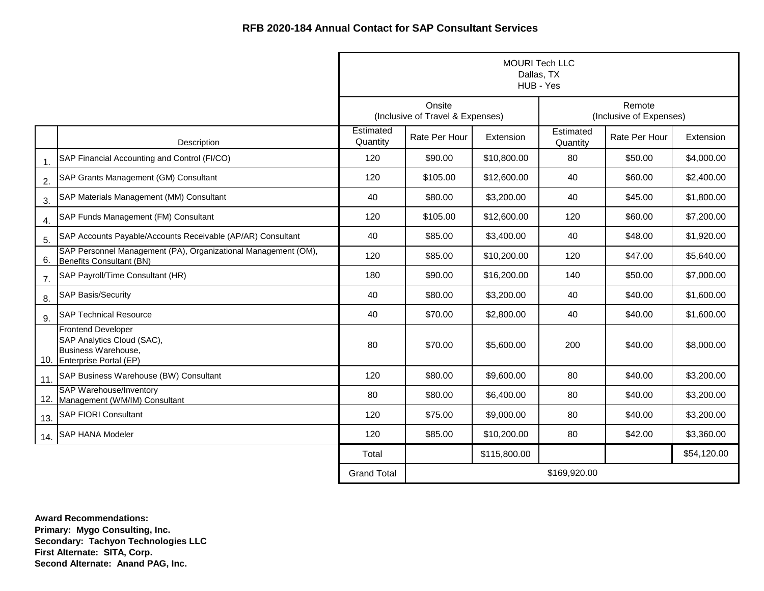**RFB 2020-184 Annual Contact for SAP Consultant Services**

| | | MOURI Tech LLC<br>Dallas, TX<br>HUB - Yes | | | | | |
|---|---|---|---|---|---|---|---|
| | | Onsite<br>(Inclusive of Travel & Expenses) | | | Remote<br>(Inclusive of Expenses) | | |
| | Description | Estimated Quantity | Rate Per Hour | Extension | Estimated Quantity | Rate Per Hour | Extension |
| 1. | SAP Financial Accounting and Control (FI/CO) | 120 | $90.00 | $10,800.00 | 80 | $50.00 | $4,000.00 |
| 2. | SAP Grants Management (GM) Consultant | 120 | $105.00 | $12,600.00 | 40 | $60.00 | $2,400.00 |
| 3. | SAP Materials Management (MM) Consultant | 40 | $80.00 | $3,200.00 | 40 | $45.00 | $1,800.00 |
| 4. | SAP Funds Management (FM) Consultant | 120 | $105.00 | $12,600.00 | 120 | $60.00 | $7,200.00 |
| 5. | SAP Accounts Payable/Accounts Receivable (AP/AR) Consultant | 40 | $85.00 | $3,400.00 | 40 | $48.00 | $1,920.00 |
| 6. | SAP Personnel Management (PA), Organizational Management (OM), Benefits Consultant (BN) | 120 | $85.00 | $10,200.00 | 120 | $47.00 | $5,640.00 |
| 7. | SAP Payroll/Time Consultant (HR) | 180 | $90.00 | $16,200.00 | 140 | $50.00 | $7,000.00 |
| 8. | SAP Basis/Security | 40 | $80.00 | $3,200.00 | 40 | $40.00 | $1,600.00 |
| 9. | SAP Technical Resource | 40 | $70.00 | $2,800.00 | 40 | $40.00 | $1,600.00 |
| 10. | Frontend Developer<br>SAP Analytics Cloud (SAC),<br>Business Warehouse,<br>Enterprise Portal (EP) | 80 | $70.00 | $5,600.00 | 200 | $40.00 | $8,000.00 |
| 11. | SAP Business Warehouse (BW) Consultant | 120 | $80.00 | $9,600.00 | 80 | $40.00 | $3,200.00 |
| 12. | SAP Warehouse/Inventory Management (WM/IM) Consultant | 80 | $80.00 | $6,400.00 | 80 | $40.00 | $3,200.00 |
| 13. | SAP FIORI Consultant | 120 | $75.00 | $9,000.00 | 80 | $40.00 | $3,200.00 |
| 14. | SAP HANA Modeler | 120 | $85.00 | $10,200.00 | 80 | $42.00 | $3,360.00 |
| | | Total | | $115,800.00 | | | $54,120.00 |
| | | Grand Total | $169,920.00 | | | | |

**Award Recommendations:**
**Primary: Mygo Consulting, Inc.**
**Secondary: Tachyon Technologies LLC**
**First Alternate: SITA, Corp.**
**Second Alternate: Anand PAG, Inc.**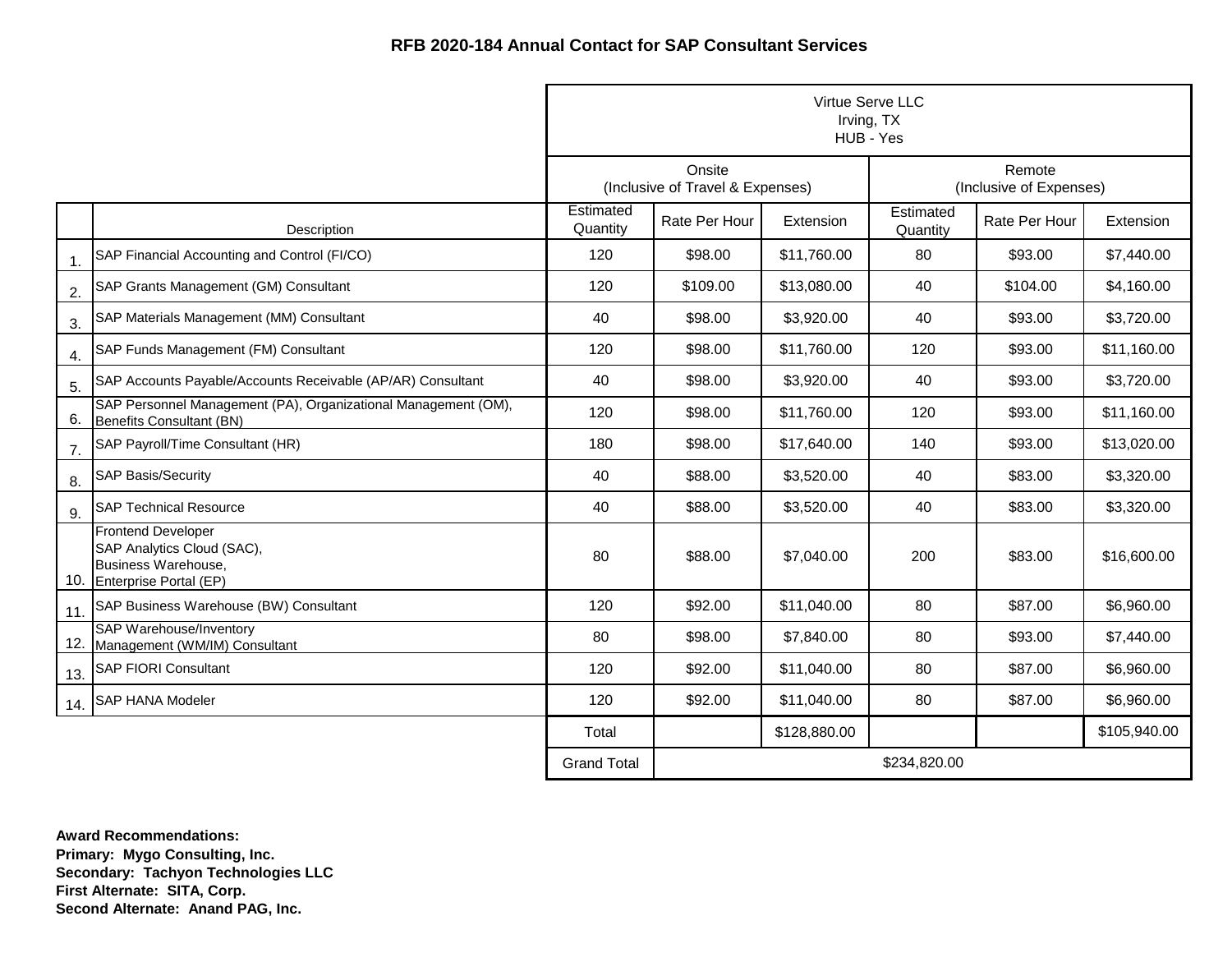**RFB 2020-184 Annual Contact for SAP Consultant Services**

| | | Virtue Serve LLC<br>Irving, TX<br>HUB - Yes | | | | | |
|---|---|---|---|---|---|---|---|
| | | Onsite<br>(Inclusive of Travel & Expenses) | | | Remote<br>(Inclusive of Expenses) | | |
| | Description | Estimated Quantity | Rate Per Hour | Extension | Estimated Quantity | Rate Per Hour | Extension |
| 1. | SAP Financial Accounting and Control (FI/CO) | 120 | $98.00 | $11,760.00 | 80 | $93.00 | $7,440.00 |
| 2. | SAP Grants Management (GM) Consultant | 120 | $109.00 | $13,080.00 | 40 | $104.00 | $4,160.00 |
| 3. | SAP Materials Management (MM) Consultant | 40 | $98.00 | $3,920.00 | 40 | $93.00 | $3,720.00 |
| 4. | SAP Funds Management (FM) Consultant | 120 | $98.00 | $11,760.00 | 120 | $93.00 | $11,160.00 |
| 5. | SAP Accounts Payable/Accounts Receivable (AP/AR) Consultant | 40 | $98.00 | $3,920.00 | 40 | $93.00 | $3,720.00 |
| 6. | SAP Personnel Management (PA), Organizational Management (OM), Benefits Consultant (BN) | 120 | $98.00 | $11,760.00 | 120 | $93.00 | $11,160.00 |
| 7. | SAP Payroll/Time Consultant (HR) | 180 | $98.00 | $17,640.00 | 140 | $93.00 | $13,020.00 |
| 8. | SAP Basis/Security | 40 | $88.00 | $3,520.00 | 40 | $83.00 | $3,320.00 |
| 9. | SAP Technical Resource | 40 | $88.00 | $3,520.00 | 40 | $83.00 | $3,320.00 |
| 10. | Frontend Developer<br>SAP Analytics Cloud (SAC),<br>Business Warehouse,<br>Enterprise Portal (EP) | 80 | $88.00 | $7,040.00 | 200 | $83.00 | $16,600.00 |
| 11. | SAP Business Warehouse (BW) Consultant | 120 | $92.00 | $11,040.00 | 80 | $87.00 | $6,960.00 |
| 12. | SAP Warehouse/Inventory Management (WM/IM) Consultant | 80 | $98.00 | $7,840.00 | 80 | $93.00 | $7,440.00 |
| 13. | SAP FIORI Consultant | 120 | $92.00 | $11,040.00 | 80 | $87.00 | $6,960.00 |
| 14. | SAP HANA Modeler | 120 | $92.00 | $11,040.00 | 80 | $87.00 | $6,960.00 |
| | | Total | | $128,880.00 | | | $105,940.00 |
| | | Grand Total | $234,820.00 | | | | |

**Award Recommendations:**
**Primary: Mygo Consulting, Inc.**
**Secondary: Tachyon Technologies LLC**
**First Alternate: SITA, Corp.**
**Second Alternate: Anand PAG, Inc.**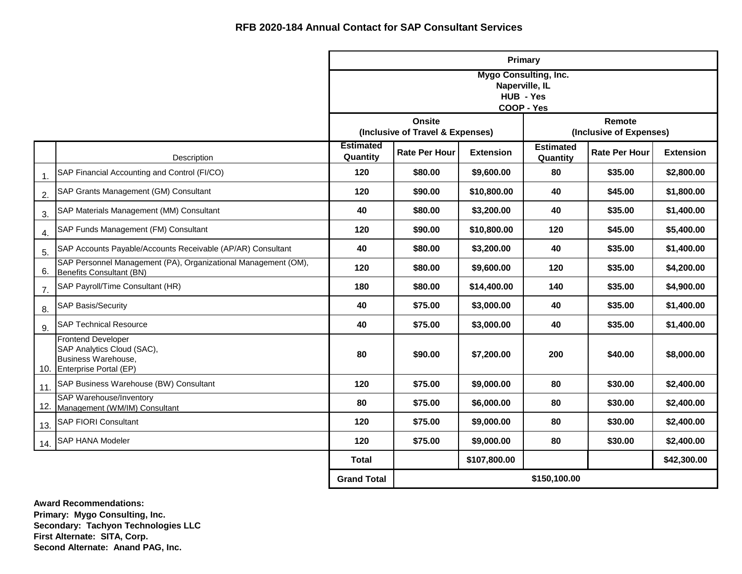# RFB 2020-184 Annual Contact for SAP Consultant Services

| | | Primary | | | | | |
|---|---|---|---|---|---|---|---|
| | | Mygo Consulting, Inc.<br>Naperville, IL<br>HUB - Yes<br>COOP - Yes | | | | | |
| | | Onsite (Inclusive of Travel & Expenses) | | | Remote (Inclusive of Expenses) | | |
| | Description | Estimated Quantity | Rate Per Hour | Extension | Estimated Quantity | Rate Per Hour | Extension |
| 1. | SAP Financial Accounting and Control (FI/CO) | 120 | $80.00 | $9,600.00 | 80 | $35.00 | $2,800.00 |
| 2. | SAP Grants Management (GM) Consultant | 120 | $90.00 | $10,800.00 | 40 | $45.00 | $1,800.00 |
| 3. | SAP Materials Management (MM) Consultant | 40 | $80.00 | $3,200.00 | 40 | $35.00 | $1,400.00 |
| 4. | SAP Funds Management (FM) Consultant | 120 | $90.00 | $10,800.00 | 120 | $45.00 | $5,400.00 |
| 5. | SAP Accounts Payable/Accounts Receivable (AP/AR) Consultant | 40 | $80.00 | $3,200.00 | 40 | $35.00 | $1,400.00 |
| 6. | SAP Personnel Management (PA), Organizational Management (OM), Benefits Consultant (BN) | 120 | $80.00 | $9,600.00 | 120 | $35.00 | $4,200.00 |
| 7. | SAP Payroll/Time Consultant (HR) | 180 | $80.00 | $14,400.00 | 140 | $35.00 | $4,900.00 |
| 8. | SAP Basis/Security | 40 | $75.00 | $3,000.00 | 40 | $35.00 | $1,400.00 |
| 9. | SAP Technical Resource | 40 | $75.00 | $3,000.00 | 40 | $35.00 | $1,400.00 |
| 10. | Frontend Developer<br>SAP Analytics Cloud (SAC),<br>Business Warehouse,<br>Enterprise Portal (EP) | 80 | $90.00 | $7,200.00 | 200 | $40.00 | $8,000.00 |
| 11. | SAP Business Warehouse (BW) Consultant | 120 | $75.00 | $9,000.00 | 80 | $30.00 | $2,400.00 |
| 12. | SAP Warehouse/Inventory Management (WM/IM) Consultant | 80 | $75.00 | $6,000.00 | 80 | $30.00 | $2,400.00 |
| 13. | SAP FIORI Consultant | 120 | $75.00 | $9,000.00 | 80 | $30.00 | $2,400.00 |
| 14. | SAP HANA Modeler | 120 | $75.00 | $9,000.00 | 80 | $30.00 | $2,400.00 |
| | | **Total** | | $107,800.00 | | | $42,300.00 |
| | | **Grand Total** | $150,100.00 | | | | |

**Award Recommendations:**
**Primary: Mygo Consulting, Inc.**
**Secondary: Tachyon Technologies LLC**
**First Alternate: SITA, Corp.**
**Second Alternate: Anand PAG, Inc.**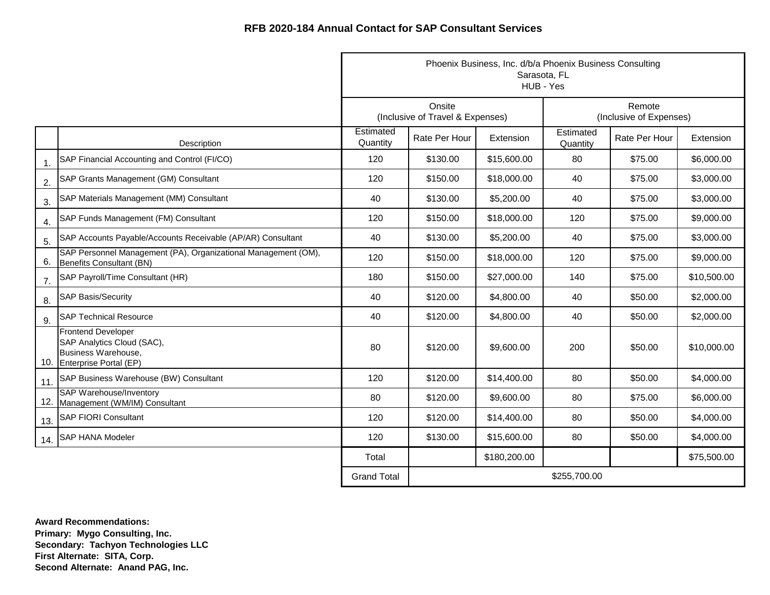**RFB 2020-184 Annual Contact for SAP Consultant Services**

| | | Phoenix Business, Inc. d/b/a Phoenix Business Consulting Sarasota, FL HUB - Yes | | | | | |
|---|---|---|---|---|---|---|---|
| | | Onsite (Inclusive of Travel & Expenses) | | | Remote (Inclusive of Expenses) | | |
| | Description | Estimated Quantity | Rate Per Hour | Extension | Estimated Quantity | Rate Per Hour | Extension |
| 1. | SAP Financial Accounting and Control (FI/CO) | 120 | $130.00 | $15,600.00 | 80 | $75.00 | $6,000.00 |
| 2. | SAP Grants Management (GM) Consultant | 120 | $150.00 | $18,000.00 | 40 | $75.00 | $3,000.00 |
| 3. | SAP Materials Management (MM) Consultant | 40 | $130.00 | $5,200.00 | 40 | $75.00 | $3,000.00 |
| 4. | SAP Funds Management (FM) Consultant | 120 | $150.00 | $18,000.00 | 120 | $75.00 | $9,000.00 |
| 5. | SAP Accounts Payable/Accounts Receivable (AP/AR) Consultant | 40 | $130.00 | $5,200.00 | 40 | $75.00 | $3,000.00 |
| 6. | SAP Personnel Management (PA), Organizational Management (OM), Benefits Consultant (BN) | 120 | $150.00 | $18,000.00 | 120 | $75.00 | $9,000.00 |
| 7. | SAP Payroll/Time Consultant (HR) | 180 | $150.00 | $27,000.00 | 140 | $75.00 | $10,500.00 |
| 8. | SAP Basis/Security | 40 | $120.00 | $4,800.00 | 40 | $50.00 | $2,000.00 |
| 9. | SAP Technical Resource | 40 | $120.00 | $4,800.00 | 40 | $50.00 | $2,000.00 |
| 10. | Frontend Developer SAP Analytics Cloud (SAC), Business Warehouse, Enterprise Portal (EP) | 80 | $120.00 | $9,600.00 | 200 | $50.00 | $10,000.00 |
| 11. | SAP Business Warehouse (BW) Consultant | 120 | $120.00 | $14,400.00 | 80 | $50.00 | $4,000.00 |
| 12. | SAP Warehouse/Inventory Management (WM/IM) Consultant | 80 | $120.00 | $9,600.00 | 80 | $75.00 | $6,000.00 |
| 13. | SAP FIORI Consultant | 120 | $120.00 | $14,400.00 | 80 | $50.00 | $4,000.00 |
| 14. | SAP HANA Modeler | 120 | $130.00 | $15,600.00 | 80 | $50.00 | $4,000.00 |
| | | Total | | $180,200.00 | | | $75,500.00 |
| | | Grand Total | $255,700.00 | | | | |

**Award Recommendations:**
**Primary: Mygo Consulting, Inc.**
**Secondary: Tachyon Technologies LLC**
**First Alternate: SITA, Corp.**
**Second Alternate: Anand PAG, Inc.**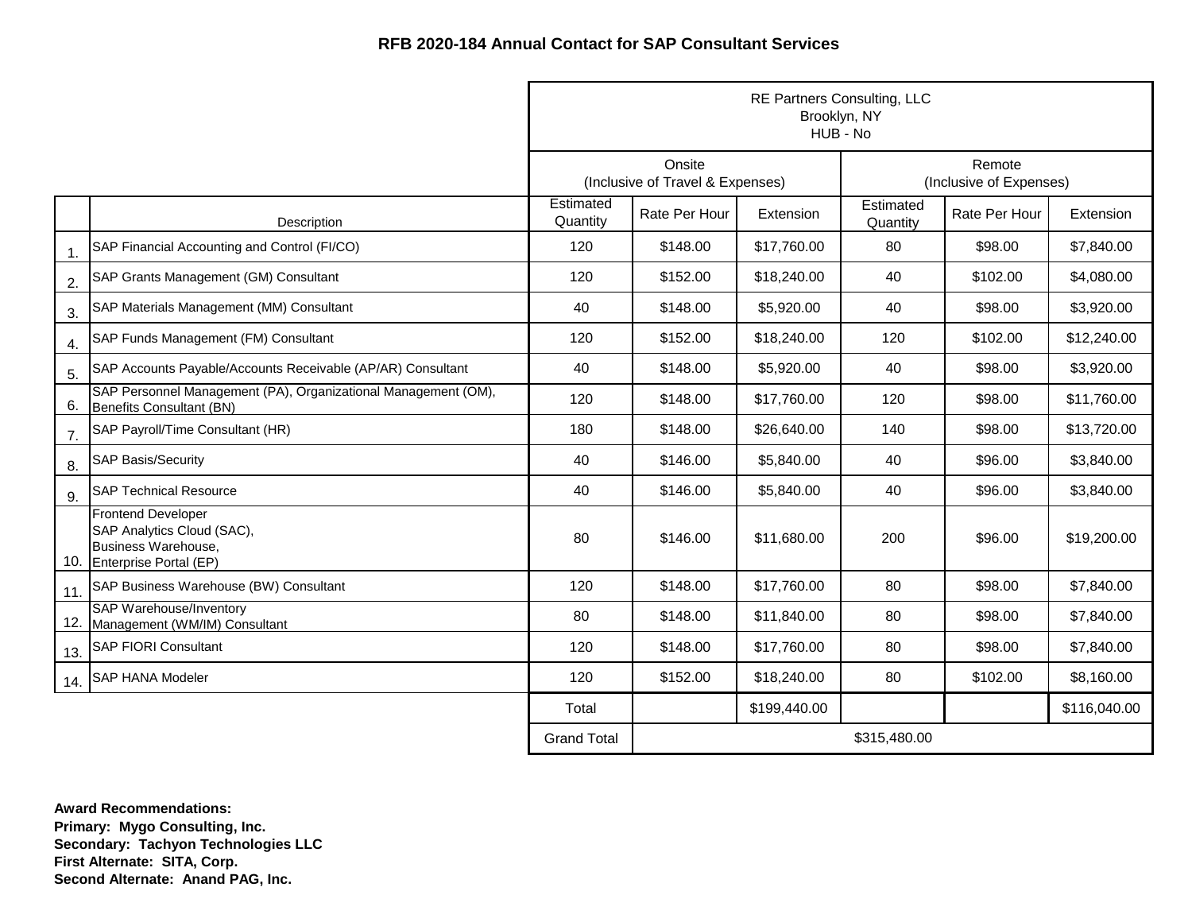# RFB 2020-184 Annual Contact for SAP Consultant Services

| | | RE Partners Consulting, LLC Brooklyn, NY HUB - No | | | | | |
|---|---|---|---|---|---|---|---|
| | | Onsite (Inclusive of Travel & Expenses) | | | Remote (Inclusive of Expenses) | | |
| | Description | Estimated Quantity | Rate Per Hour | Extension | Estimated Quantity | Rate Per Hour | Extension |
| 1. | SAP Financial Accounting and Control (FI/CO) | 120 | $148.00 | $17,760.00 | 80 | $98.00 | $7,840.00 |
| 2. | SAP Grants Management (GM) Consultant | 120 | $152.00 | $18,240.00 | 40 | $102.00 | $4,080.00 |
| 3. | SAP Materials Management (MM) Consultant | 40 | $148.00 | $5,920.00 | 40 | $98.00 | $3,920.00 |
| 4. | SAP Funds Management (FM) Consultant | 120 | $152.00 | $18,240.00 | 120 | $102.00 | $12,240.00 |
| 5. | SAP Accounts Payable/Accounts Receivable (AP/AR) Consultant | 40 | $148.00 | $5,920.00 | 40 | $98.00 | $3,920.00 |
| 6. | SAP Personnel Management (PA), Organizational Management (OM), Benefits Consultant (BN) | 120 | $148.00 | $17,760.00 | 120 | $98.00 | $11,760.00 |
| 7. | SAP Payroll/Time Consultant (HR) | 180 | $148.00 | $26,640.00 | 140 | $98.00 | $13,720.00 |
| 8. | SAP Basis/Security | 40 | $146.00 | $5,840.00 | 40 | $96.00 | $3,840.00 |
| 9. | SAP Technical Resource | 40 | $146.00 | $5,840.00 | 40 | $96.00 | $3,840.00 |
| 10. | Frontend Developer SAP Analytics Cloud (SAC), Business Warehouse, Enterprise Portal (EP) | 80 | $146.00 | $11,680.00 | 200 | $96.00 | $19,200.00 |
| 11. | SAP Business Warehouse (BW) Consultant | 120 | $148.00 | $17,760.00 | 80 | $98.00 | $7,840.00 |
| 12. | SAP Warehouse/Inventory Management (WM/IM) Consultant | 80 | $148.00 | $11,840.00 | 80 | $98.00 | $7,840.00 |
| 13. | SAP FIORI Consultant | 120 | $148.00 | $17,760.00 | 80 | $98.00 | $7,840.00 |
| 14. | SAP HANA Modeler | 120 | $152.00 | $18,240.00 | 80 | $102.00 | $8,160.00 |
| | | Total | | $199,440.00 | | | $116,040.00 |
| | | Grand Total | $315,480.00 | | | | |

**Award Recommendations:**
**Primary: Mygo Consulting, Inc.**
**Secondary: Tachyon Technologies LLC**
**First Alternate: SITA, Corp.**
**Second Alternate: Anand PAG, Inc.**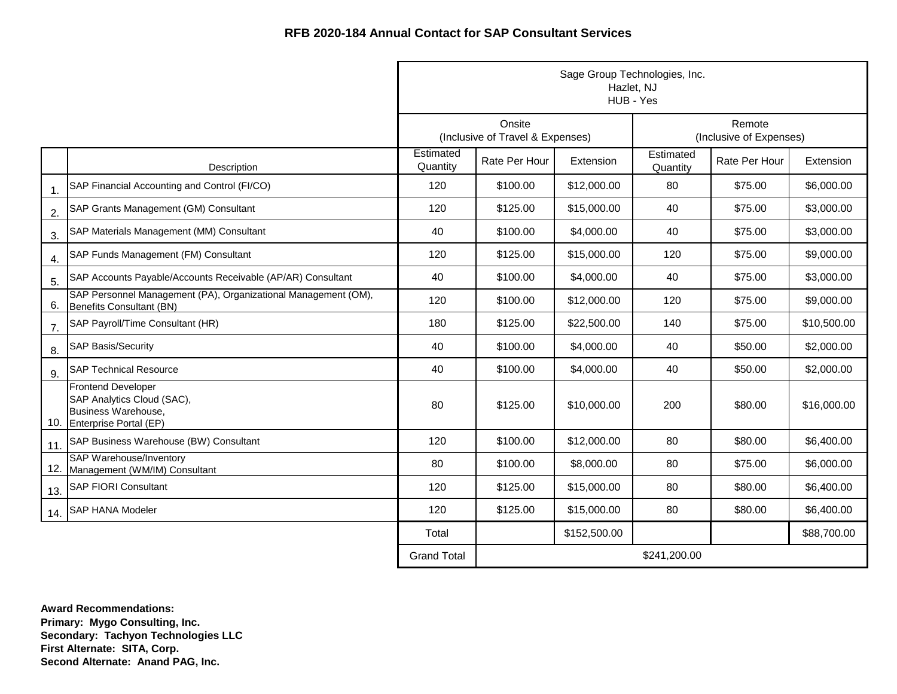**RFB 2020-184 Annual Contact for SAP Consultant Services**

| | | Sage Group Technologies, Inc.<br>Hazlet, NJ<br>HUB - Yes | | | | | |
|---|---|---|---|---|---|---|---|
| | | Onsite<br>(Inclusive of Travel & Expenses) | | | Remote<br>(Inclusive of Expenses) | | |
| | Description | Estimated Quantity | Rate Per Hour | Extension | Estimated Quantity | Rate Per Hour | Extension |
| 1. | SAP Financial Accounting and Control (FI/CO) | 120 | $100.00 | $12,000.00 | 80 | $75.00 | $6,000.00 |
| 2. | SAP Grants Management (GM) Consultant | 120 | $125.00 | $15,000.00 | 40 | $75.00 | $3,000.00 |
| 3. | SAP Materials Management (MM) Consultant | 40 | $100.00 | $4,000.00 | 40 | $75.00 | $3,000.00 |
| 4. | SAP Funds Management (FM) Consultant | 120 | $125.00 | $15,000.00 | 120 | $75.00 | $9,000.00 |
| 5. | SAP Accounts Payable/Accounts Receivable (AP/AR) Consultant | 40 | $100.00 | $4,000.00 | 40 | $75.00 | $3,000.00 |
| 6. | SAP Personnel Management (PA), Organizational Management (OM), Benefits Consultant (BN) | 120 | $100.00 | $12,000.00 | 120 | $75.00 | $9,000.00 |
| 7. | SAP Payroll/Time Consultant (HR) | 180 | $125.00 | $22,500.00 | 140 | $75.00 | $10,500.00 |
| 8. | SAP Basis/Security | 40 | $100.00 | $4,000.00 | 40 | $50.00 | $2,000.00 |
| 9. | SAP Technical Resource | 40 | $100.00 | $4,000.00 | 40 | $50.00 | $2,000.00 |
| 10. | Frontend Developer<br>SAP Analytics Cloud (SAC),<br>Business Warehouse,<br>Enterprise Portal (EP) | 80 | $125.00 | $10,000.00 | 200 | $80.00 | $16,000.00 |
| 11. | SAP Business Warehouse (BW) Consultant | 120 | $100.00 | $12,000.00 | 80 | $80.00 | $6,400.00 |
| 12. | SAP Warehouse/Inventory Management (WM/IM) Consultant | 80 | $100.00 | $8,000.00 | 80 | $75.00 | $6,000.00 |
| 13. | SAP FIORI Consultant | 120 | $125.00 | $15,000.00 | 80 | $80.00 | $6,400.00 |
| 14. | SAP HANA Modeler | 120 | $125.00 | $15,000.00 | 80 | $80.00 | $6,400.00 |
| | | Total | | $152,500.00 | | | $88,700.00 |
| | | Grand Total | $241,200.00 | | | | |

**Award Recommendations:**
**Primary: Mygo Consulting, Inc.**
**Secondary: Tachyon Technologies LLC**
**First Alternate: SITA, Corp.**
**Second Alternate: Anand PAG, Inc.**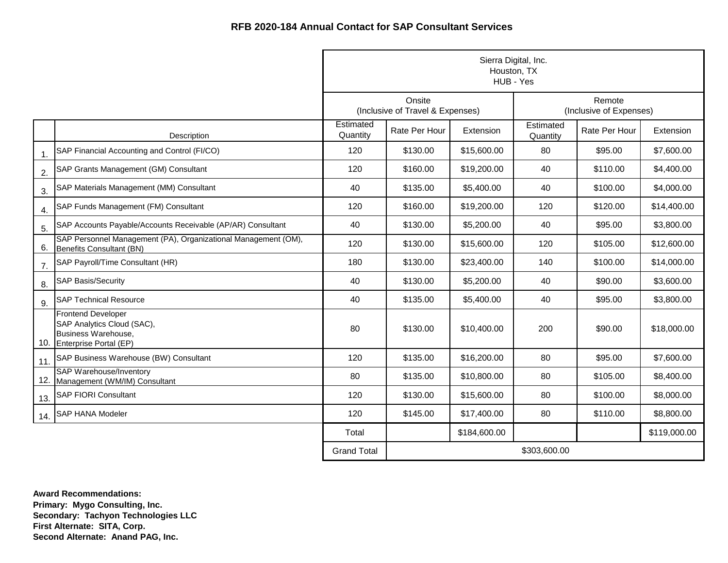**RFB 2020-184 Annual Contact for SAP Consultant Services**

| | | Sierra Digital, Inc.<br>Houston, TX<br>HUB - Yes | | | | | |
|---|---|---|---|---|---|---|---|
| | | Onsite<br>(Inclusive of Travel & Expenses) | | | Remote<br>(Inclusive of Expenses) | | |
| | Description | Estimated Quantity | Rate Per Hour | Extension | Estimated Quantity | Rate Per Hour | Extension |
| 1. | SAP Financial Accounting and Control (FI/CO) | 120 | $130.00 | $15,600.00 | 80 | $95.00 | $7,600.00 |
| 2. | SAP Grants Management (GM) Consultant | 120 | $160.00 | $19,200.00 | 40 | $110.00 | $4,400.00 |
| 3. | SAP Materials Management (MM) Consultant | 40 | $135.00 | $5,400.00 | 40 | $100.00 | $4,000.00 |
| 4. | SAP Funds Management (FM) Consultant | 120 | $160.00 | $19,200.00 | 120 | $120.00 | $14,400.00 |
| 5. | SAP Accounts Payable/Accounts Receivable (AP/AR) Consultant | 40 | $130.00 | $5,200.00 | 40 | $95.00 | $3,800.00 |
| 6. | SAP Personnel Management (PA), Organizational Management (OM), Benefits Consultant (BN) | 120 | $130.00 | $15,600.00 | 120 | $105.00 | $12,600.00 |
| 7. | SAP Payroll/Time Consultant (HR) | 180 | $130.00 | $23,400.00 | 140 | $100.00 | $14,000.00 |
| 8. | SAP Basis/Security | 40 | $130.00 | $5,200.00 | 40 | $90.00 | $3,600.00 |
| 9. | SAP Technical Resource | 40 | $135.00 | $5,400.00 | 40 | $95.00 | $3,800.00 |
| 10. | Frontend Developer<br>SAP Analytics Cloud (SAC),<br>Business Warehouse,<br>Enterprise Portal (EP) | 80 | $130.00 | $10,400.00 | 200 | $90.00 | $18,000.00 |
| 11. | SAP Business Warehouse (BW) Consultant | 120 | $135.00 | $16,200.00 | 80 | $95.00 | $7,600.00 |
| 12. | SAP Warehouse/Inventory Management (WM/IM) Consultant | 80 | $135.00 | $10,800.00 | 80 | $105.00 | $8,400.00 |
| 13. | SAP FIORI Consultant | 120 | $130.00 | $15,600.00 | 80 | $100.00 | $8,000.00 |
| 14. | SAP HANA Modeler | 120 | $145.00 | $17,400.00 | 80 | $110.00 | $8,800.00 |
| | | Total | | $184,600.00 | | | $119,000.00 |
| | | Grand Total | $303,600.00 | | | | |

**Award Recommendations:**
**Primary: Mygo Consulting, Inc.**
**Secondary: Tachyon Technologies LLC**
**First Alternate: SITA, Corp.**
**Second Alternate: Anand PAG, Inc.**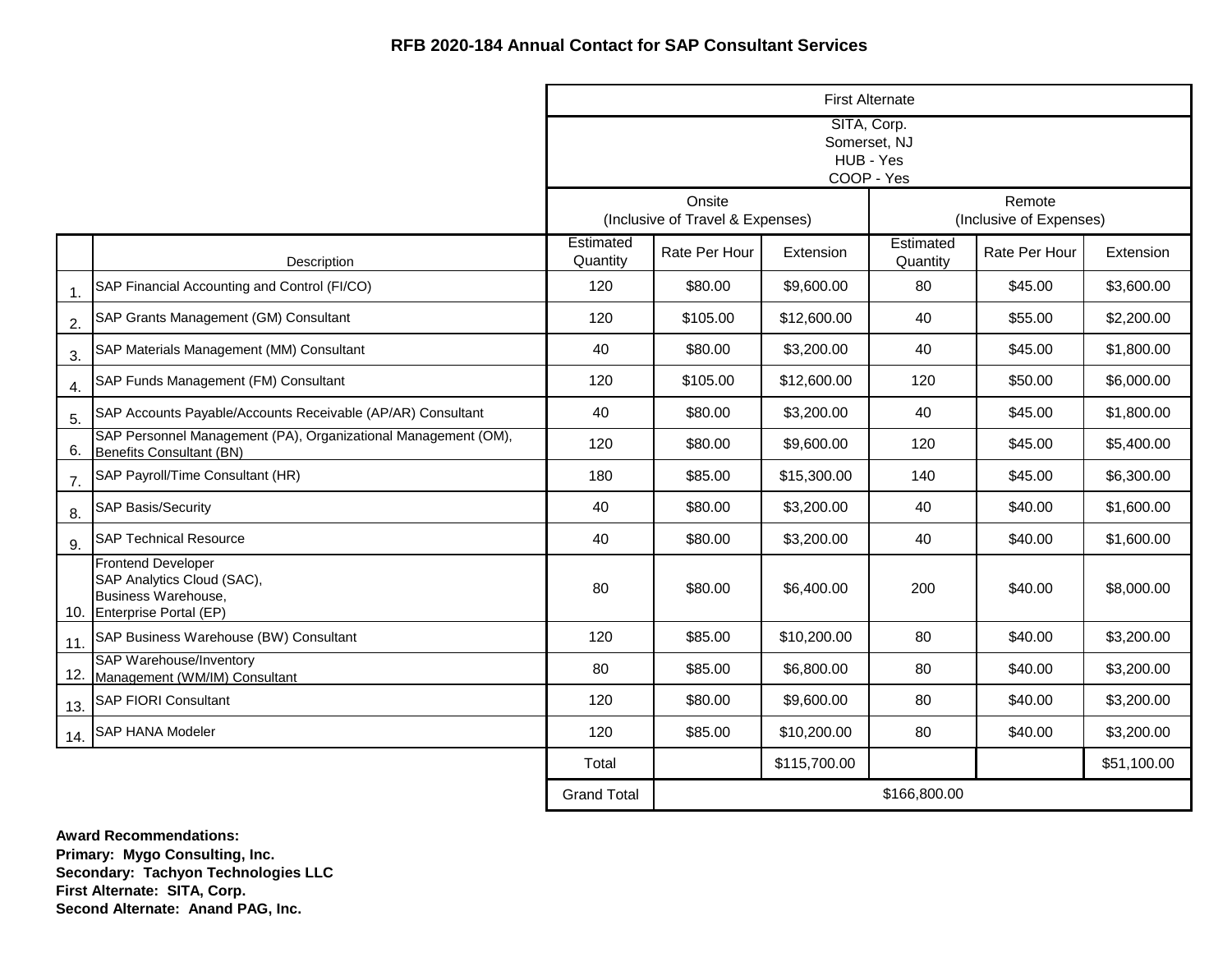### RFB 2020-184 Annual Contact for SAP Consultant Services

| | | First Alternate | | | | | |
|---|---|---|---|---|---|---|---|
| | | SITA, Corp.<br>Somerset, NJ<br>HUB - Yes<br>COOP - Yes | | | | | |
| | | Onsite (Inclusive of Travel & Expenses) | | | Remote (Inclusive of Expenses) | | |
| | Description | Estimated Quantity | Rate Per Hour | Extension | Estimated Quantity | Rate Per Hour | Extension |
| 1. | SAP Financial Accounting and Control (FI/CO) | 120 | $80.00 | $9,600.00 | 80 | $45.00 | $3,600.00 |
| 2. | SAP Grants Management (GM) Consultant | 120 | $105.00 | $12,600.00 | 40 | $55.00 | $2,200.00 |
| 3. | SAP Materials Management (MM) Consultant | 40 | $80.00 | $3,200.00 | 40 | $45.00 | $1,800.00 |
| 4. | SAP Funds Management (FM) Consultant | 120 | $105.00 | $12,600.00 | 120 | $50.00 | $6,000.00 |
| 5. | SAP Accounts Payable/Accounts Receivable (AP/AR) Consultant | 40 | $80.00 | $3,200.00 | 40 | $45.00 | $1,800.00 |
| 6. | SAP Personnel Management (PA), Organizational Management (OM), Benefits Consultant (BN) | 120 | $80.00 | $9,600.00 | 120 | $45.00 | $5,400.00 |
| 7. | SAP Payroll/Time Consultant (HR) | 180 | $85.00 | $15,300.00 | 140 | $45.00 | $6,300.00 |
| 8. | SAP Basis/Security | 40 | $80.00 | $3,200.00 | 40 | $40.00 | $1,600.00 |
| 9. | SAP Technical Resource | 40 | $80.00 | $3,200.00 | 40 | $40.00 | $1,600.00 |
| 10. | Frontend Developer<br>SAP Analytics Cloud (SAC),<br>Business Warehouse,<br>Enterprise Portal (EP) | 80 | $80.00 | $6,400.00 | 200 | $40.00 | $8,000.00 |
| 11. | SAP Business Warehouse (BW) Consultant | 120 | $85.00 | $10,200.00 | 80 | $40.00 | $3,200.00 |
| 12. | SAP Warehouse/Inventory Management (WM/IM) Consultant | 80 | $85.00 | $6,800.00 | 80 | $40.00 | $3,200.00 |
| 13. | SAP FIORI Consultant | 120 | $80.00 | $9,600.00 | 80 | $40.00 | $3,200.00 |
| 14. | SAP HANA Modeler | 120 | $85.00 | $10,200.00 | 80 | $40.00 | $3,200.00 |
| | | Total | | $115,700.00 | | | $51,100.00 |
| | | Grand Total | $166,800.00 | | | | |

**Award Recommendations:**
**Primary: Mygo Consulting, Inc.**
**Secondary: Tachyon Technologies LLC**
**First Alternate: SITA, Corp.**
**Second Alternate: Anand PAG, Inc.**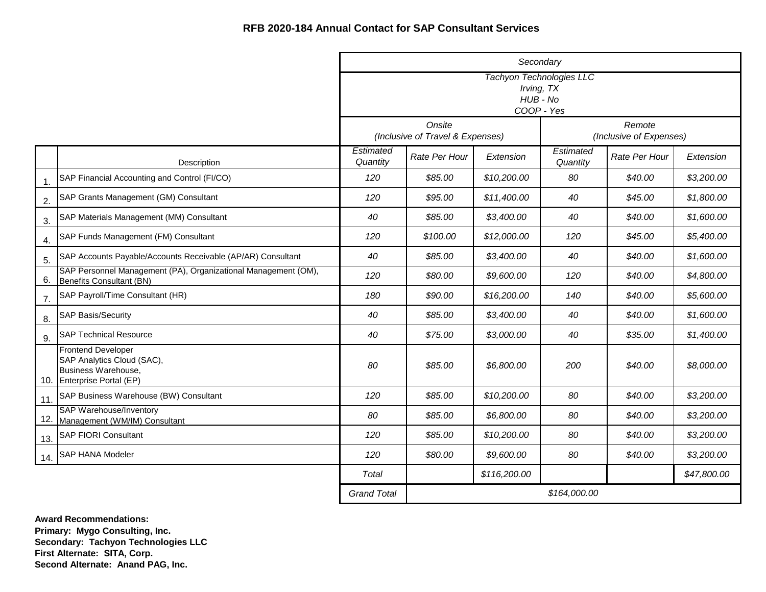**RFB 2020-184 Annual Contact for SAP Consultant Services**

| | | *Secondary* | | | | | |
|---|---|---|---|---|---|---|---|
| | | *Tachyon Technologies LLC Irving, TX HUB - No COOP - Yes* | | | | | |
| | | *Onsite (Inclusive of Travel & Expenses)* | | | *Remote (Inclusive of Expenses)* | | |
| | Description | *Estimated Quantity* | *Rate Per Hour* | *Extension* | *Estimated Quantity* | *Rate Per Hour* | *Extension* |
| 1. | SAP Financial Accounting and Control (FI/CO) | *120* | *$85.00* | *$10,200.00* | *80* | *$40.00* | *$3,200.00* |
| 2. | SAP Grants Management (GM) Consultant | *120* | *$95.00* | *$11,400.00* | *40* | *$45.00* | *$1,800.00* |
| 3. | SAP Materials Management (MM) Consultant | *40* | *$85.00* | *$3,400.00* | *40* | *$40.00* | *$1,600.00* |
| 4. | SAP Funds Management (FM) Consultant | *120* | *$100.00* | *$12,000.00* | *120* | *$45.00* | *$5,400.00* |
| 5. | SAP Accounts Payable/Accounts Receivable (AP/AR) Consultant | *40* | *$85.00* | *$3,400.00* | *40* | *$40.00* | *$1,600.00* |
| 6. | SAP Personnel Management (PA), Organizational Management (OM), Benefits Consultant (BN) | *120* | *$80.00* | *$9,600.00* | *120* | *$40.00* | *$4,800.00* |
| 7. | SAP Payroll/Time Consultant (HR) | *180* | *$90.00* | *$16,200.00* | *140* | *$40.00* | *$5,600.00* |
| 8. | SAP Basis/Security | *40* | *$85.00* | *$3,400.00* | *40* | *$40.00* | *$1,600.00* |
| 9. | SAP Technical Resource | *40* | *$75.00* | *$3,000.00* | *40* | *$35.00* | *$1,400.00* |
| 10. | Frontend Developer SAP Analytics Cloud (SAC), Business Warehouse, Enterprise Portal (EP) | *80* | *$85.00* | *$6,800.00* | *200* | *$40.00* | *$8,000.00* |
| 11. | SAP Business Warehouse (BW) Consultant | *120* | *$85.00* | *$10,200.00* | *80* | *$40.00* | *$3,200.00* |
| 12. | SAP Warehouse/Inventory Management (WM/IM) Consultant | *80* | *$85.00* | *$6,800.00* | *80* | *$40.00* | *$3,200.00* |
| 13. | SAP FIORI Consultant | *120* | *$85.00* | *$10,200.00* | *80* | *$40.00* | *$3,200.00* |
| 14. | SAP HANA Modeler | *120* | *$80.00* | *$9,600.00* | *80* | *$40.00* | *$3,200.00* |
| | | *Total* | | *$116,200.00* | | | *$47,800.00* |
| | | *Grand Total* | *$164,000.00* | | | | |

**Award Recommendations:**
**Primary: Mygo Consulting, Inc.**
**Secondary: Tachyon Technologies LLC**
**First Alternate: SITA, Corp.**
**Second Alternate: Anand PAG, Inc.**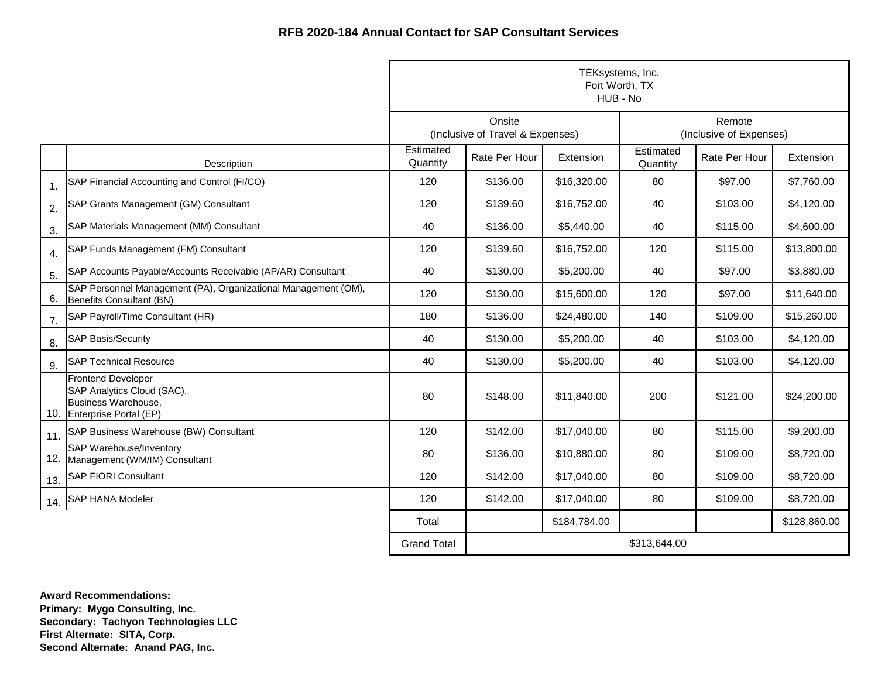**RFB 2020-184 Annual Contact for SAP Consultant Services**

| | | TEKsystems, Inc.<br>Fort Worth, TX<br>HUB - No | | | | | |
|---|---|---|---|---|---|---|---|
| | | Onsite<br>(Inclusive of Travel & Expenses) | | | Remote<br>(Inclusive of Expenses) | | |
| | Description | Estimated Quantity | Rate Per Hour | Extension | Estimated Quantity | Rate Per Hour | Extension |
| 1. | SAP Financial Accounting and Control (FI/CO) | 120 | $136.00 | $16,320.00 | 80 | $97.00 | $7,760.00 |
| 2. | SAP Grants Management (GM) Consultant | 120 | $139.60 | $16,752.00 | 40 | $103.00 | $4,120.00 |
| 3. | SAP Materials Management (MM) Consultant | 40 | $136.00 | $5,440.00 | 40 | $115.00 | $4,600.00 |
| 4. | SAP Funds Management (FM) Consultant | 120 | $139.60 | $16,752.00 | 120 | $115.00 | $13,800.00 |
| 5. | SAP Accounts Payable/Accounts Receivable (AP/AR) Consultant | 40 | $130.00 | $5,200.00 | 40 | $97.00 | $3,880.00 |
| 6. | SAP Personnel Management (PA), Organizational Management (OM), Benefits Consultant (BN) | 120 | $130.00 | $15,600.00 | 120 | $97.00 | $11,640.00 |
| 7. | SAP Payroll/Time Consultant (HR) | 180 | $136.00 | $24,480.00 | 140 | $109.00 | $15,260.00 |
| 8. | SAP Basis/Security | 40 | $130.00 | $5,200.00 | 40 | $103.00 | $4,120.00 |
| 9. | SAP Technical Resource | 40 | $130.00 | $5,200.00 | 40 | $103.00 | $4,120.00 |
| 10. | Frontend Developer<br>SAP Analytics Cloud (SAC),<br>Business Warehouse,<br>Enterprise Portal (EP) | 80 | $148.00 | $11,840.00 | 200 | $121.00 | $24,200.00 |
| 11. | SAP Business Warehouse (BW) Consultant | 120 | $142.00 | $17,040.00 | 80 | $115.00 | $9,200.00 |
| 12. | SAP Warehouse/Inventory Management (WM/IM) Consultant | 80 | $136.00 | $10,880.00 | 80 | $109.00 | $8,720.00 |
| 13. | SAP FIORI Consultant | 120 | $142.00 | $17,040.00 | 80 | $109.00 | $8,720.00 |
| 14. | SAP HANA Modeler | 120 | $142.00 | $17,040.00 | 80 | $109.00 | $8,720.00 |
| | | Total | | $184,784.00 | | | $128,860.00 |
| | | Grand Total | $313,644.00 | | | | |

**Award Recommendations:**
**Primary: Mygo Consulting, Inc.**
**Secondary: Tachyon Technologies LLC**
**First Alternate: SITA, Corp.**
**Second Alternate: Anand PAG, Inc.**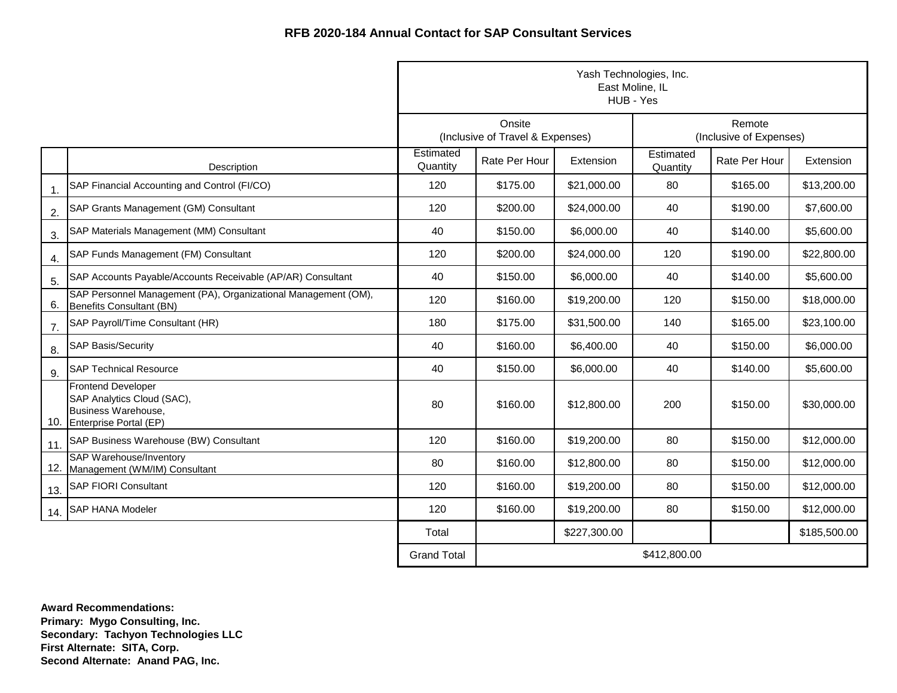**RFB 2020-184 Annual Contact for SAP Consultant Services**

| | | Yash Technologies, Inc.<br>East Moline, IL<br>HUB - Yes | | | | | |
|---|---|---|---|---|---|---|---|
| | | Onsite<br>(Inclusive of Travel & Expenses) | | | Remote<br>(Inclusive of Expenses) | | |
| | Description | Estimated Quantity | Rate Per Hour | Extension | Estimated Quantity | Rate Per Hour | Extension |
| 1. | SAP Financial Accounting and Control (FI/CO) | 120 | $175.00 | $21,000.00 | 80 | $165.00 | $13,200.00 |
| 2. | SAP Grants Management (GM) Consultant | 120 | $200.00 | $24,000.00 | 40 | $190.00 | $7,600.00 |
| 3. | SAP Materials Management (MM) Consultant | 40 | $150.00 | $6,000.00 | 40 | $140.00 | $5,600.00 |
| 4. | SAP Funds Management (FM) Consultant | 120 | $200.00 | $24,000.00 | 120 | $190.00 | $22,800.00 |
| 5. | SAP Accounts Payable/Accounts Receivable (AP/AR) Consultant | 40 | $150.00 | $6,000.00 | 40 | $140.00 | $5,600.00 |
| 6. | SAP Personnel Management (PA), Organizational Management (OM), Benefits Consultant (BN) | 120 | $160.00 | $19,200.00 | 120 | $150.00 | $18,000.00 |
| 7. | SAP Payroll/Time Consultant (HR) | 180 | $175.00 | $31,500.00 | 140 | $165.00 | $23,100.00 |
| 8. | SAP Basis/Security | 40 | $160.00 | $6,400.00 | 40 | $150.00 | $6,000.00 |
| 9. | SAP Technical Resource | 40 | $150.00 | $6,000.00 | 40 | $140.00 | $5,600.00 |
| 10. | Frontend Developer<br>SAP Analytics Cloud (SAC),<br>Business Warehouse,<br>Enterprise Portal (EP) | 80 | $160.00 | $12,800.00 | 200 | $150.00 | $30,000.00 |
| 11. | SAP Business Warehouse (BW) Consultant | 120 | $160.00 | $19,200.00 | 80 | $150.00 | $12,000.00 |
| 12. | SAP Warehouse/Inventory Management (WM/IM) Consultant | 80 | $160.00 | $12,800.00 | 80 | $150.00 | $12,000.00 |
| 13. | SAP FIORI Consultant | 120 | $160.00 | $19,200.00 | 80 | $150.00 | $12,000.00 |
| 14. | SAP HANA Modeler | 120 | $160.00 | $19,200.00 | 80 | $150.00 | $12,000.00 |
| | | Total | | $227,300.00 | | | $185,500.00 |
| | | Grand Total | $412,800.00 | | | | |

**Award Recommendations:**
**Primary: Mygo Consulting, Inc.**
**Secondary: Tachyon Technologies LLC**
**First Alternate: SITA, Corp.**
**Second Alternate: Anand PAG, Inc.**